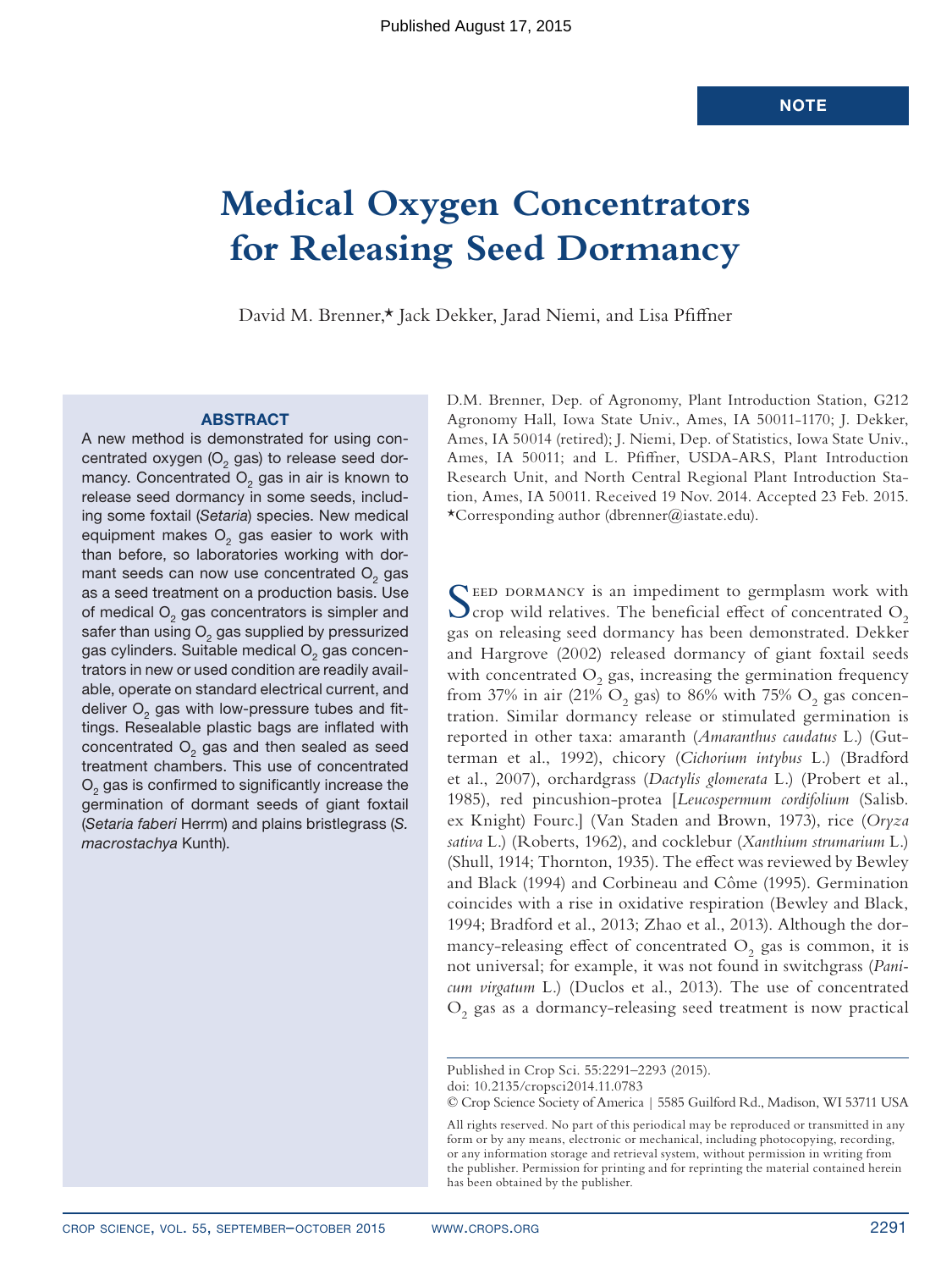Published August 17, 2015

NOTE

# Medical Oxygen Concentrators for Releasing Seed Dormancy

David M. Brenner,* Jack Dekker, Jarad Niemi, and Lisa Pfiffner

## ABSTRACT

A new method is demonstrated for using concentrated oxygen ($O_2$ gas) to release seed dormancy. Concentrated $O_2$ gas in air is known to release seed dormancy in some seeds, including some foxtail (*Setaria*) species. New medical equipment makes $O_2$ gas easier to work with than before, so laboratories working with dormant seeds can now use concentrated $O_2$ gas as a seed treatment on a production basis. Use of medical $O_2$ gas concentrators is simpler and safer than using $O_2$ gas supplied by pressurized gas cylinders. Suitable medical $O_2$ gas concentrators in new or used condition are readily available, operate on standard electrical current, and deliver $O_2$ gas with low-pressure tubes and fittings. Resealable plastic bags are inflated with concentrated $O_2$ gas and then sealed as seed treatment chambers. This use of concentrated $O_2$ gas is confirmed to significantly increase the germination of dormant seeds of giant foxtail (*Setaria faberi* Herrm) and plains bristlegrass (*S. macrostachya* Kunth).

D.M. Brenner, Dep. of Agronomy, Plant Introduction Station, G212 Agronomy Hall, Iowa State Univ., Ames, IA 50011-1170; J. Dekker, Ames, IA 50014 (retired); J. Niemi, Dep. of Statistics, Iowa State Univ., Ames, IA 50011; and L. Pfiffner, USDA-ARS, Plant Introduction Research Unit, and North Central Regional Plant Introduction Station, Ames, IA 50011. Received 19 Nov. 2014. Accepted 23 Feb. 2015. *Corresponding author (dbrenner@iastate.edu).

Seed dormancy is an impediment to germplasm work with crop wild relatives. The beneficial effect of concentrated $O_2$ gas on releasing seed dormancy has been demonstrated. Dekker and Hargrove (2002) released dormancy of giant foxtail seeds with concentrated $O_2$ gas, increasing the germination frequency from 37% in air (21% $O_2$ gas) to 86% with 75% $O_2$ gas concentration. Similar dormancy release or stimulated germination is reported in other taxa: amaranth (*Amaranthus caudatus* L.) (Gutterman et al., 1992), chicory (*Cichorium intybus* L.) (Bradford et al., 2007), orchardgrass (*Dactylis glomerata* L.) (Probert et al., 1985), red pincushion-protea [*Leucospermum cordifolium* (Salisb. ex Knight) Fourc.] (Van Staden and Brown, 1973), rice (*Oryza sativa* L.) (Roberts, 1962), and cocklebur (*Xanthium strumarium* L.) (Shull, 1914; Thornton, 1935). The effect was reviewed by Bewley and Black (1994) and Corbineau and Côme (1995). Germination coincides with a rise in oxidative respiration (Bewley and Black, 1994; Bradford et al., 2013; Zhao et al., 2013). Although the dormancy-releasing effect of concentrated $O_2$ gas is common, it is not universal; for example, it was not found in switchgrass (*Panicum virgatum* L.) (Duclos et al., 2013). The use of concentrated $O_2$ gas as a dormancy-releasing seed treatment is now practical

Published in Crop Sci. 55:2291–2293 (2015).
doi: 10.2135/cropsci2014.11.0783
© Crop Science Society of America | 5585 Guilford Rd., Madison, WI 53711 USA

All rights reserved. No part of this periodical may be reproduced or transmitted in any form or by any means, electronic or mechanical, including photocopying, recording, or any information storage and retrieval system, without permission in writing from the publisher. Permission for printing and for reprinting the material contained herein has been obtained by the publisher.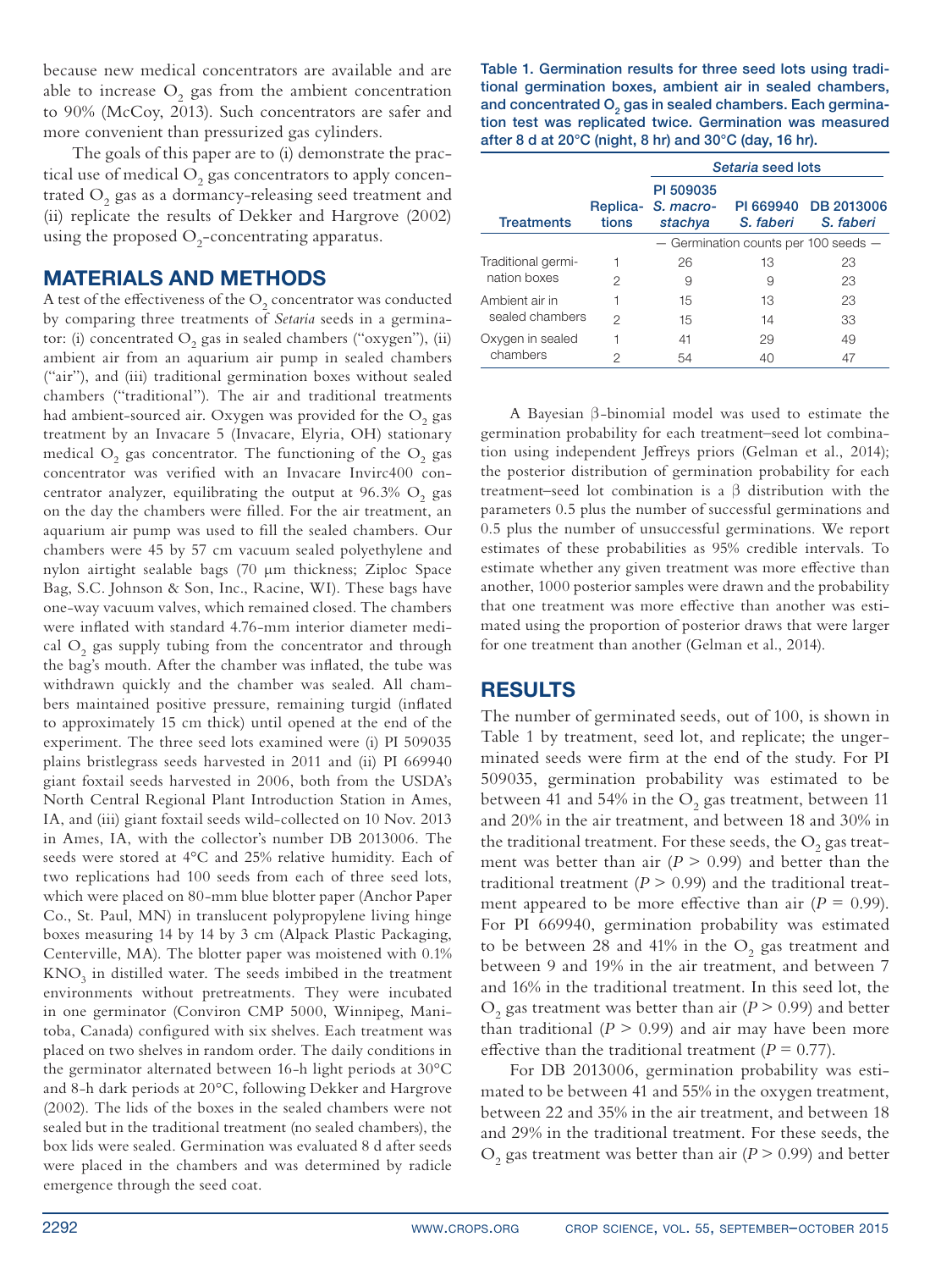because new medical concentrators are available and are able to increase $O_2$ gas from the ambient concentration to 90% (McCoy, 2013). Such concentrators are safer and more convenient than pressurized gas cylinders.

The goals of this paper are to (i) demonstrate the practical use of medical $O_2$ gas concentrators to apply concentrated $O_2$ gas as a dormancy-releasing seed treatment and (ii) replicate the results of Dekker and Hargrove (2002) using the proposed $O_2$-concentrating apparatus.

## MATERIALS AND METHODS

A test of the effectiveness of the $O_2$ concentrator was conducted by comparing three treatments of *Setaria* seeds in a germinator: (i) concentrated $O_2$ gas in sealed chambers ("oxygen"), (ii) ambient air from an aquarium air pump in sealed chambers ("air"), and (iii) traditional germination boxes without sealed chambers ("traditional"). The air and traditional treatments had ambient-sourced air. Oxygen was provided for the $O_2$ gas treatment by an Invacare 5 (Invacare, Elyria, OH) stationary medical $O_2$ gas concentrator. The functioning of the $O_2$ gas concentrator was verified with an Invacare Invirc400 concentrator analyzer, equilibrating the output at 96.3% $O_2$ gas on the day the chambers were filled. For the air treatment, an aquarium air pump was used to fill the sealed chambers. Our chambers were 45 by 57 cm vacuum sealed polyethylene and nylon airtight sealable bags (70 μm thickness; Ziploc Space Bag, S.C. Johnson & Son, Inc., Racine, WI). These bags have one-way vacuum valves, which remained closed. The chambers were inflated with standard 4.76-mm interior diameter medical $O_2$ gas supply tubing from the concentrator and through the bag's mouth. After the chamber was inflated, the tube was withdrawn quickly and the chamber was sealed. All chambers maintained positive pressure, remaining turgid (inflated to approximately 15 cm thick) until opened at the end of the experiment. The three seed lots examined were (i) PI 509035 plains bristlegrass seeds harvested in 2011 and (ii) PI 669940 giant foxtail seeds harvested in 2006, both from the USDA's North Central Regional Plant Introduction Station in Ames, IA, and (iii) giant foxtail seeds wild-collected on 10 Nov. 2013 in Ames, IA, with the collector's number DB 2013006. The seeds were stored at 4°C and 25% relative humidity. Each of two replications had 100 seeds from each of three seed lots, which were placed on 80-mm blue blotter paper (Anchor Paper Co., St. Paul, MN) in translucent polypropylene living hinge boxes measuring 14 by 14 by 3 cm (Alpack Plastic Packaging, Centerville, MA). The blotter paper was moistened with 0.1% $KNO_3$ in distilled water. The seeds imbibed in the treatment environments without pretreatments. They were incubated in one germinator (Conviron CMP 5000, Winnipeg, Manitoba, Canada) configured with six shelves. Each treatment was placed on two shelves in random order. The daily conditions in the germinator alternated between 16-h light periods at 30°C and 8-h dark periods at 20°C, following Dekker and Hargrove (2002). The lids of the boxes in the sealed chambers were not sealed but in the traditional treatment (no sealed chambers), the box lids were sealed. Germination was evaluated 8 d after seeds were placed in the chambers and was determined by radicle emergence through the seed coat.

**Table 1. Germination results for three seed lots using traditional germination boxes, ambient air in sealed chambers, and concentrated $O_2$ gas in sealed chambers. Each germination test was replicated twice. Germination was measured after 8 d at 20°C (night, 8 hr) and 30°C (day, 16 hr).**

| | | *Setaria* seed lots | | |
|---|---|---|---|---|
| Treatments | Replications | PI 509035 *S. macrostachya* | PI 669940 *S. faberi* | DB 2013006 *S. faberi* |
| | | — Germination counts per 100 seeds — | | |
| Traditional germination boxes | 1 | 26 | 13 | 23 |
| | 2 | 9 | 9 | 23 |
| Ambient air in sealed chambers | 1 | 15 | 13 | 23 |
| | 2 | 15 | 14 | 33 |
| Oxygen in sealed chambers | 1 | 41 | 29 | 49 |
| | 2 | 54 | 40 | 47 |

A Bayesian β-binomial model was used to estimate the germination probability for each treatment–seed lot combination using independent Jeffreys priors (Gelman et al., 2014); the posterior distribution of germination probability for each treatment–seed lot combination is a β distribution with the parameters 0.5 plus the number of successful germinations and 0.5 plus the number of unsuccessful germinations. We report estimates of these probabilities as 95% credible intervals. To estimate whether any given treatment was more effective than another, 1000 posterior samples were drawn and the probability that one treatment was more effective than another was estimated using the proportion of posterior draws that were larger for one treatment than another (Gelman et al., 2014).

## RESULTS

The number of germinated seeds, out of 100, is shown in Table 1 by treatment, seed lot, and replicate; the ungerminated seeds were firm at the end of the study. For PI 509035, germination probability was estimated to be between 41 and 54% in the $O_2$ gas treatment, between 11 and 20% in the air treatment, and between 18 and 30% in the traditional treatment. For these seeds, the $O_2$ gas treatment was better than air ($P > 0.99$) and better than the traditional treatment ($P > 0.99$) and the traditional treatment appeared to be more effective than air ($P = 0.99$). For PI 669940, germination probability was estimated to be between 28 and 41% in the $O_2$ gas treatment and between 9 and 19% in the air treatment, and between 7 and 16% in the traditional treatment. In this seed lot, the $O_2$ gas treatment was better than air ($P > 0.99$) and better than traditional ($P > 0.99$) and air may have been more effective than the traditional treatment ($P = 0.77$).

For DB 2013006, germination probability was estimated to be between 41 and 55% in the oxygen treatment, between 22 and 35% in the air treatment, and between 18 and 29% in the traditional treatment. For these seeds, the $O_2$ gas treatment was better than air ($P > 0.99$) and better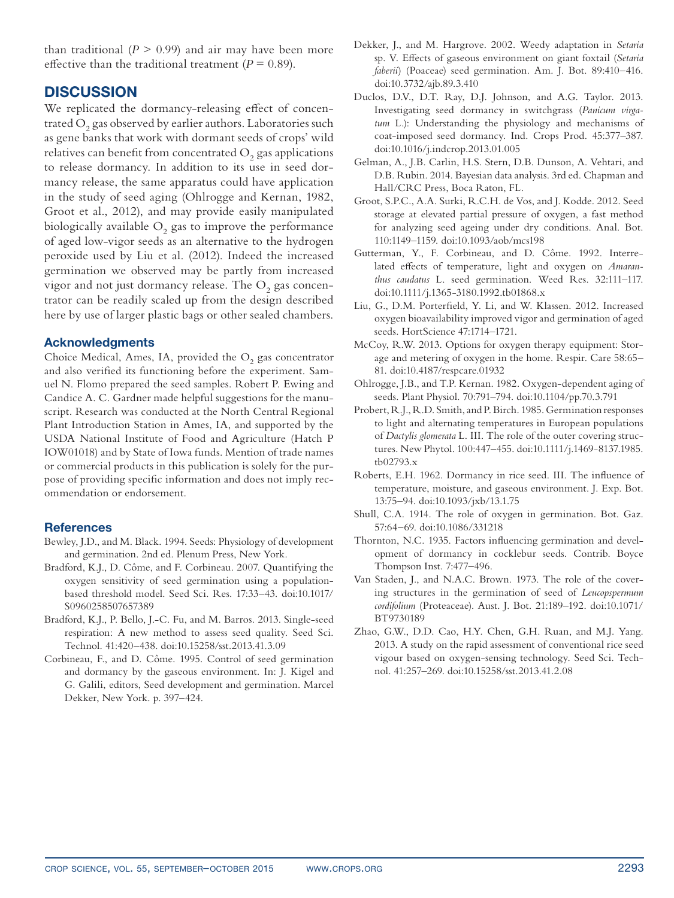than traditional ($P > 0.99$) and air may have been more effective than the traditional treatment ($P = 0.89$).

## DISCUSSION

We replicated the dormancy-releasing effect of concentrated $O_2$ gas observed by earlier authors. Laboratories such as gene banks that work with dormant seeds of crops' wild relatives can benefit from concentrated $O_2$ gas applications to release dormancy. In addition to its use in seed dormancy release, the same apparatus could have application in the study of seed aging (Ohlrogge and Kernan, 1982, Groot et al., 2012), and may provide easily manipulated biologically available $O_2$ gas to improve the performance of aged low-vigor seeds as an alternative to the hydrogen peroxide used by Liu et al. (2012). Indeed the increased germination we observed may be partly from increased vigor and not just dormancy release. The $O_2$ gas concentrator can be readily scaled up from the design described here by use of larger plastic bags or other sealed chambers.

### Acknowledgments

Choice Medical, Ames, IA, provided the $O_2$ gas concentrator and also verified its functioning before the experiment. Samuel N. Flomo prepared the seed samples. Robert P. Ewing and Candice A. C. Gardner made helpful suggestions for the manuscript. Research was conducted at the North Central Regional Plant Introduction Station in Ames, IA, and supported by the USDA National Institute of Food and Agriculture (Hatch P IOW01018) and by State of Iowa funds. Mention of trade names or commercial products in this publication is solely for the purpose of providing specific information and does not imply recommendation or endorsement.

### References

Bewley, J.D., and M. Black. 1994. Seeds: Physiology of development and germination. 2nd ed. Plenum Press, New York.

Bradford, K.J., D. Côme, and F. Corbineau. 2007. Quantifying the oxygen sensitivity of seed germination using a population-based threshold model. Seed Sci. Res. 17:33–43. doi:10.1017/S0960258507657389

Bradford, K.J., P. Bello, J.-C. Fu, and M. Barros. 2013. Single-seed respiration: A new method to assess seed quality. Seed Sci. Technol. 41:420–438. doi:10.15258/sst.2013.41.3.09

Corbineau, F., and D. Côme. 1995. Control of seed germination and dormancy by the gaseous environment. In: J. Kigel and G. Galili, editors, Seed development and germination. Marcel Dekker, New York. p. 397–424.

Dekker, J., and M. Hargrove. 2002. Weedy adaptation in *Setaria* sp. V. Effects of gaseous environment on giant foxtail (*Setaria faberii*) (Poaceae) seed germination. Am. J. Bot. 89:410–416. doi:10.3732/ajb.89.3.410

Duclos, D.V., D.T. Ray, D.J. Johnson, and A.G. Taylor. 2013. Investigating seed dormancy in switchgrass (*Panicum virgatum* L.): Understanding the physiology and mechanisms of coat-imposed seed dormancy. Ind. Crops Prod. 45:377–387. doi:10.1016/j.indcrop.2013.01.005

Gelman, A., J.B. Carlin, H.S. Stern, D.B. Dunson, A. Vehtari, and D.B. Rubin. 2014. Bayesian data analysis. 3rd ed. Chapman and Hall/CRC Press, Boca Raton, FL.

Groot, S.P.C., A.A. Surki, R.C.H. de Vos, and J. Kodde. 2012. Seed storage at elevated partial pressure of oxygen, a fast method for analyzing seed ageing under dry conditions. Anal. Bot. 110:1149–1159. doi:10.1093/aob/mcs198

Gutterman, Y., F. Corbineau, and D. Côme. 1992. Interrelated effects of temperature, light and oxygen on *Amaranthus caudatus* L. seed germination. Weed Res. 32:111–117. doi:10.1111/j.1365-3180.1992.tb01868.x

Liu, G., D.M. Porterfield, Y. Li, and W. Klassen. 2012. Increased oxygen bioavailability improved vigor and germination of aged seeds. HortScience 47:1714–1721.

McCoy, R.W. 2013. Options for oxygen therapy equipment: Storage and metering of oxygen in the home. Respir. Care 58:65–81. doi:10.4187/respcare.01932

Ohlrogge, J.B., and T.P. Kernan. 1982. Oxygen-dependent aging of seeds. Plant Physiol. 70:791–794. doi:10.1104/pp.70.3.791

Probert, R.J., R.D. Smith, and P. Birch. 1985. Germination responses to light and alternating temperatures in European populations of *Dactylis glomerata* L. III. The role of the outer covering structures. New Phytol. 100:447–455. doi:10.1111/j.1469-8137.1985.tb02793.x

Roberts, E.H. 1962. Dormancy in rice seed. III. The influence of temperature, moisture, and gaseous environment. J. Exp. Bot. 13:75–94. doi:10.1093/jxb/13.1.75

Shull, C.A. 1914. The role of oxygen in germination. Bot. Gaz. 57:64–69. doi:10.1086/331218

Thornton, N.C. 1935. Factors influencing germination and development of dormancy in cocklebur seeds. Contrib. Boyce Thompson Inst. 7:477–496.

Van Staden, J., and N.A.C. Brown. 1973. The role of the covering structures in the germination of seed of *Leucopspermum cordifolium* (Proteaceae). Aust. J. Bot. 21:189–192. doi:10.1071/BT9730189

Zhao, G.W., D.D. Cao, H.Y. Chen, G.H. Ruan, and M.J. Yang. 2013. A study on the rapid assessment of conventional rice seed vigour based on oxygen-sensing technology. Seed Sci. Technol. 41:257–269. doi:10.15258/sst.2013.41.2.08